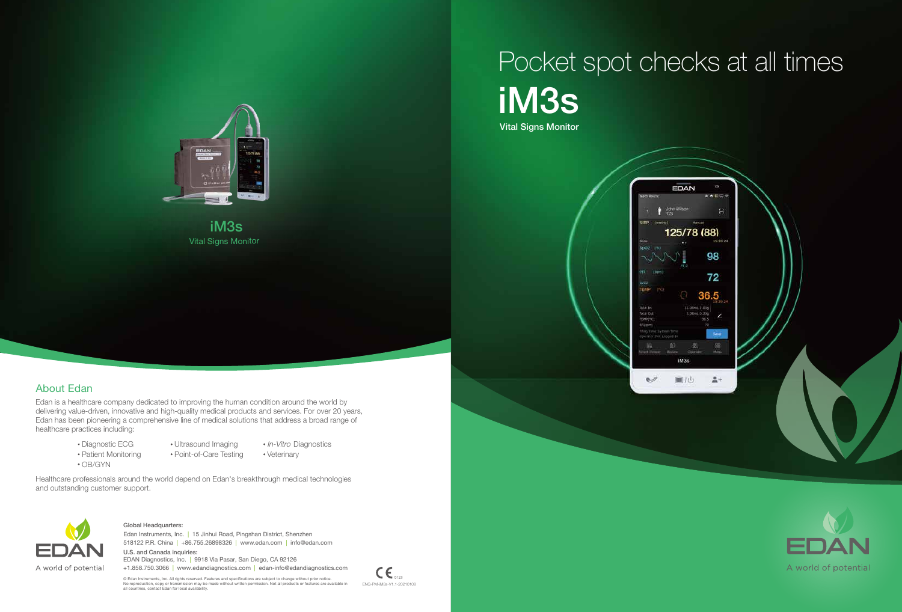# Pocket spot checks at all times

# iM3s

Vital Signs Monitor

## iM3s

Vital Signs Monitor

## About Edan

Edan is a healthcare company dedicated to improving the human condition around the world by delivering value-driven, innovative and high-quality medical products and services. For over 20 years, Edan has been pioneering a comprehensive line of medical solutions that address a broad range of healthcare practices including:

- Diagnostic ECG
- Patient Monitoring
- OB/GYN
- Ultrasound Imaging
- Point-of-Care Testing
- *In-Vitro* Diagnostics
- Veterinary

Healthcare professionals around the world depend on Edan's breakthrough medical technologies and outstanding customer support.

EDAN

A world of potential

**Global Headquarters:**

Edan Instruments, Inc. | 15 Jinhui Road, Pingshan District, Shenzhen 518122 P.R. China | +86.755.26898326 | www.edan.com | info@edan.com

**U.S. and Canada inquiries:**

EDAN Diagnostics, Inc. | 9918 Via Pasar, San Diego, CA 92126

+1.858.750.3066 | www.edandiagnostics.com | edan-info@edandiagnostics.com

© Edan Instruments, Inc. All rights reserved. Features and specifications are subject to change without prior notice. No reproduction, copy or transmission may be made without written permission. Not all products or features are available in all countries, contact Edan for local availability.

CE 0123

ENG-PM-iM3s-V1.1-20210108

EDAN

A world of potential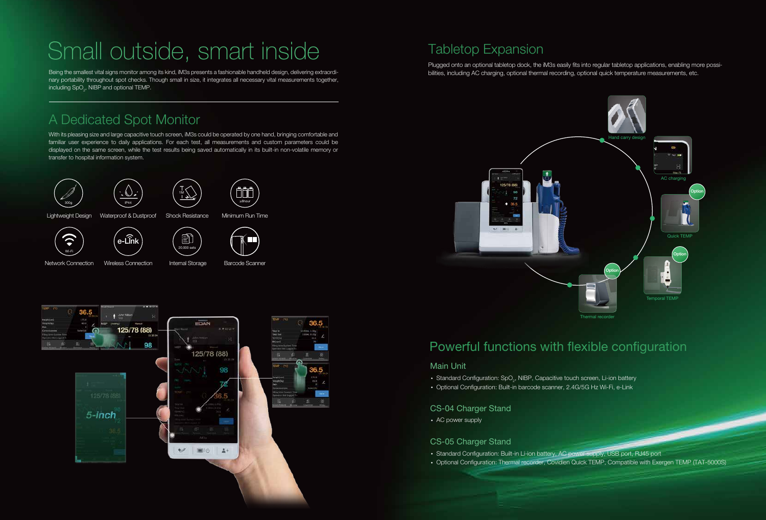# Small outside, smart inside

Being the smallest vital signs monitor among its kind, iM3s presents a fashionable handheld design, delivering extraordinary portability throughout spot checks. Though small in size, it integrates all necessary vital measurements together, including $SpO_2$, NIBP and optional TEMP.

## A Dedicated Spot Monitor

With its pleasing size and large capacitive touch screen, iM3s could be operated by one hand, bringing comfortable and familiar user experience to daily applications. For each test, all measurements and custom parameters could be displayed on the same screen, while the test results being saved automatically in its built-in non-volatile memory or transfer to hospital information system.

300g
Lightweight Design

IP44
Waterproof & Dustproof

1M
Shock Resistance

≥8hour
Minimum Run Time

Wi-Fi
Network Connection

e-Link
Wireless Connection

20,000 sets
Internal Storage

Barcode Scanner

5-inch

## Tabletop Expansion

Plugged onto an optional tabletop dock, the iM3s easily fits into regular tabletop applications, enabling more possibilities, including AC charging, optional thermal recording, optional quick temperature measurements, etc.

Hand carry design

AC charging

Option
Quick TEMP

Option
Temporal TEMP

Option
Thermal recorder

## Powerful functions with flexible configuration

### Main Unit

- Standard Configuration: $SpO_2$, NIBP, Capacitive touch screen, Li-ion battery
- Optional Configuration: Built-in barcode scanner, 2.4G/5G Hz Wi-Fi, e-Link

### CS-04 Charger Stand

- AC power supply

### CS-05 Charger Stand

- Standard Configuration: Built-in Li-ion battery, AC power supply, USB port, RJ45 port
- Optional Configuration: Thermal recorder, Covidien Quick TEMP, Compatible with Exergen TEMP (TAT-5000S)